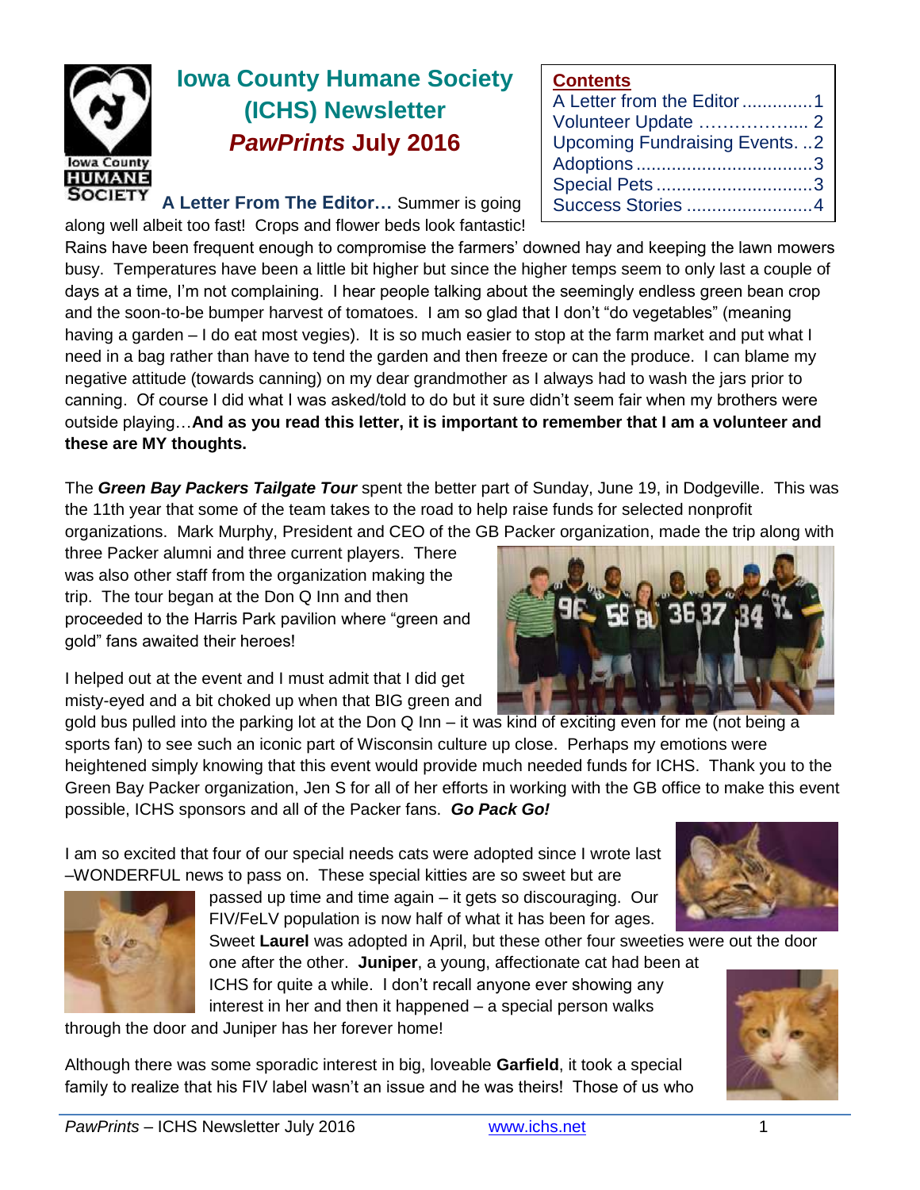# Iowa County Humane Society (ICHS) Newsletter
## *PawPrints* July 2016

**Contents**

- A Letter from the Editor .............. 1
- Volunteer Update .................. 2
- Upcoming Fundraising Events. .. 2
- Adoptions .................................. 3
- Special Pets ............................... 3
- Success Stories ......................... 4

**A Letter From The Editor…** Summer is going along well albeit too fast! Crops and flower beds look fantastic! Rains have been frequent enough to compromise the farmers' downed hay and keeping the lawn mowers busy. Temperatures have been a little bit higher but since the higher temps seem to only last a couple of days at a time, I'm not complaining. I hear people talking about the seemingly endless green bean crop and the soon-to-be bumper harvest of tomatoes. I am so glad that I don't "do vegetables" (meaning having a garden – I do eat most vegies). It is so much easier to stop at the farm market and put what I need in a bag rather than have to tend the garden and then freeze or can the produce. I can blame my negative attitude (towards canning) on my dear grandmother as I always had to wash the jars prior to canning. Of course I did what I was asked/told to do but it sure didn't seem fair when my brothers were outside playing…**And as you read this letter, it is important to remember that I am a volunteer and these are MY thoughts.**

The ***Green Bay Packers Tailgate Tour*** spent the better part of Sunday, June 19, in Dodgeville. This was the 11th year that some of the team takes to the road to help raise funds for selected nonprofit organizations. Mark Murphy, President and CEO of the GB Packer organization, made the trip along with three Packer alumni and three current players. There was also other staff from the organization making the trip. The tour began at the Don Q Inn and then proceeded to the Harris Park pavilion where "green and gold" fans awaited their heroes!

I helped out at the event and I must admit that I did get misty-eyed and a bit choked up when that BIG green and gold bus pulled into the parking lot at the Don Q Inn – it was kind of exciting even for me (not being a sports fan) to see such an iconic part of Wisconsin culture up close. Perhaps my emotions were heightened simply knowing that this event would provide much needed funds for ICHS. Thank you to the Green Bay Packer organization, Jen S for all of her efforts in working with the GB office to make this event possible, ICHS sponsors and all of the Packer fans. ***Go Pack Go!***

I am so excited that four of our special needs cats were adopted since I wrote last –WONDERFUL news to pass on. These special kitties are so sweet but are passed up time and time again – it gets so discouraging. Our FIV/FeLV population is now half of what it has been for ages. Sweet **Laurel** was adopted in April, but these other four sweeties were out the door one after the other. **Juniper**, a young, affectionate cat had been at ICHS for quite a while. I don't recall anyone ever showing any interest in her and then it happened – a special person walks through the door and Juniper has her forever home!

Although there was some sporadic interest in big, loveable **Garfield**, it took a special family to realize that his FIV label wasn't an issue and he was theirs! Those of us who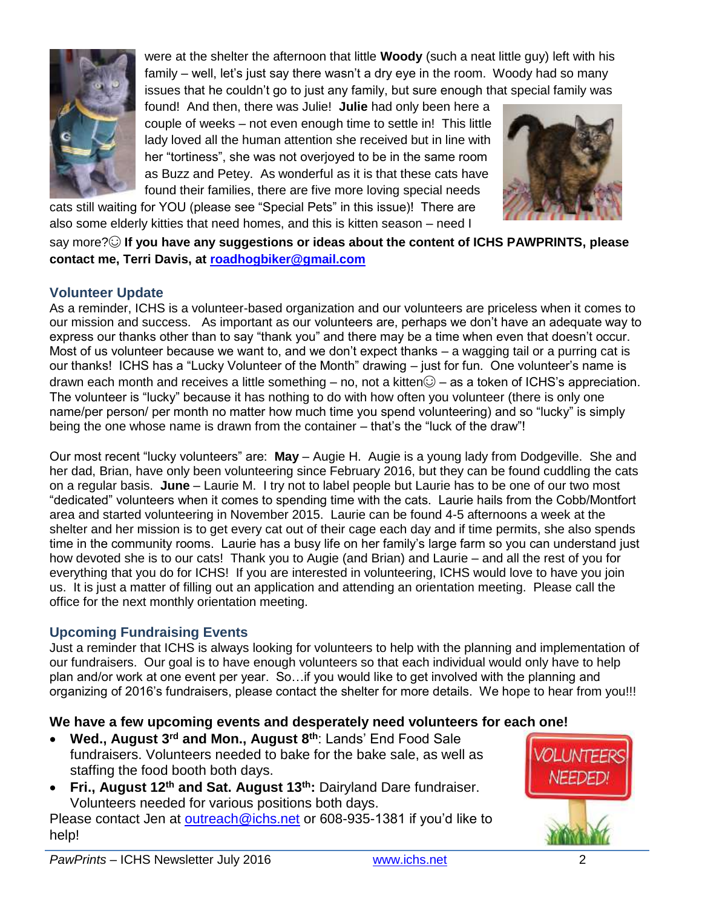were at the shelter the afternoon that little **Woody** (such a neat little guy) left with his family – well, let's just say there wasn't a dry eye in the room. Woody had so many issues that he couldn't go to just any family, but sure enough that special family was found! And then, there was Julie! **Julie** had only been here a couple of weeks – not even enough time to settle in! This little lady loved all the human attention she received but in line with her "tortiness", she was not overjoyed to be in the same room as Buzz and Petey. As wonderful as it is that these cats have found their families, there are five more loving special needs cats still waiting for YOU (please see "Special Pets" in this issue)! There are also some elderly kitties that need homes, and this is kitten season – need I say more?☺ **If you have any suggestions or ideas about the content of ICHS PAWPRINTS, please contact me, Terri Davis, at roadhogbiker@gmail.com**

## Volunteer Update

As a reminder, ICHS is a volunteer-based organization and our volunteers are priceless when it comes to our mission and success. As important as our volunteers are, perhaps we don't have an adequate way to express our thanks other than to say "thank you" and there may be a time when even that doesn't occur. Most of us volunteer because we want to, and we don't expect thanks – a wagging tail or a purring cat is our thanks! ICHS has a "Lucky Volunteer of the Month" drawing – just for fun. One volunteer's name is drawn each month and receives a little something – no, not a kitten☺ – as a token of ICHS's appreciation. The volunteer is "lucky" because it has nothing to do with how often you volunteer (there is only one name/per person/ per month no matter how much time you spend volunteering) and so "lucky" is simply being the one whose name is drawn from the container – that's the "luck of the draw"!

Our most recent "lucky volunteers" are: **May** – Augie H. Augie is a young lady from Dodgeville. She and her dad, Brian, have only been volunteering since February 2016, but they can be found cuddling the cats on a regular basis. **June** – Laurie M. I try not to label people but Laurie has to be one of our two most "dedicated" volunteers when it comes to spending time with the cats. Laurie hails from the Cobb/Montfort area and started volunteering in November 2015. Laurie can be found 4-5 afternoons a week at the shelter and her mission is to get every cat out of their cage each day and if time permits, she also spends time in the community rooms. Laurie has a busy life on her family's large farm so you can understand just how devoted she is to our cats! Thank you to Augie (and Brian) and Laurie – and all the rest of you for everything that you do for ICHS! If you are interested in volunteering, ICHS would love to have you join us. It is just a matter of filling out an application and attending an orientation meeting. Please call the office for the next monthly orientation meeting.

## Upcoming Fundraising Events

Just a reminder that ICHS is always looking for volunteers to help with the planning and implementation of our fundraisers. Our goal is to have enough volunteers so that each individual would only have to help plan and/or work at one event per year. So…if you would like to get involved with the planning and organizing of 2016's fundraisers, please contact the shelter for more details. We hope to hear from you!!!

**We have a few upcoming events and desperately need volunteers for each one!**

- **Wed., August 3rd and Mon., August 8th**: Lands' End Food Sale fundraisers. Volunteers needed to bake for the bake sale, as well as staffing the food booth both days.
- **Fri., August 12th and Sat. August 13th:** Dairyland Dare fundraiser. Volunteers needed for various positions both days.

Please contact Jen at outreach@ichs.net or 608-935-1381 if you'd like to help!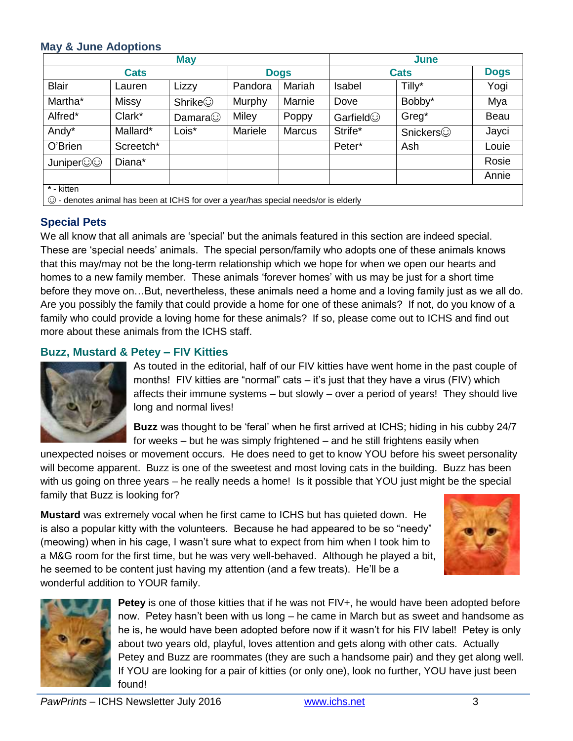### May & June Adoptions

| May | | | | | June | | |
|---|---|---|---|---|---|---|---|
| Cats | | | Dogs | | Cats | | Dogs |
| Blair | Lauren | Lizzy | Pandora | Mariah | Isabel | Tilly* | Yogi |
| Martha* | Missy | Shrike☺ | Murphy | Marnie | Dove | Bobby* | Mya |
| Alfred* | Clark* | Damara☺ | Miley | Poppy | Garfield☺ | Greg* | Beau |
| Andy* | Mallard* | Lois* | Mariele | Marcus | Strife* | Snickers☺ | Jayci |
| O'Brien | Screetch* | | | | Peter* | Ash | Louie |
| Juniper☺☺ | Diana* | | | | | | Rosie |
| | | | | | | | Annie |

**\*** - kitten
☺ - denotes animal has been at ICHS for over a year/has special needs/or is elderly

### Special Pets

We all know that all animals are 'special' but the animals featured in this section are indeed special. These are 'special needs' animals. The special person/family who adopts one of these animals knows that this may/may not be the long-term relationship which we hope for when we open our hearts and homes to a new family member. These animals 'forever homes' with us may be just for a short time before they move on…But, nevertheless, these animals need a home and a loving family just as we all do. Are you possibly the family that could provide a home for one of these animals? If not, do you know of a family who could provide a loving home for these animals? If so, please come out to ICHS and find out more about these animals from the ICHS staff.

### Buzz, Mustard & Petey – FIV Kitties

As touted in the editorial, half of our FIV kitties have went home in the past couple of months! FIV kitties are "normal" cats – it's just that they have a virus (FIV) which affects their immune systems – but slowly – over a period of years! They should live long and normal lives!

**Buzz** was thought to be 'feral' when he first arrived at ICHS; hiding in his cubby 24/7 for weeks – but he was simply frightened – and he still frightens easily when unexpected noises or movement occurs. He does need to get to know YOU before his sweet personality will become apparent. Buzz is one of the sweetest and most loving cats in the building. Buzz has been with us going on three years – he really needs a home! Is it possible that YOU just might be the special family that Buzz is looking for?

**Mustard** was extremely vocal when he first came to ICHS but has quieted down. He is also a popular kitty with the volunteers. Because he had appeared to be so "needy" (meowing) when in his cage, I wasn't sure what to expect from him when I took him to a M&G room for the first time, but he was very well-behaved. Although he played a bit, he seemed to be content just having my attention (and a few treats). He'll be a wonderful addition to YOUR family.

**Petey** is one of those kitties that if he was not FIV+, he would have been adopted before now. Petey hasn't been with us long – he came in March but as sweet and handsome as he is, he would have been adopted before now if it wasn't for his FIV label! Petey is only about two years old, playful, loves attention and gets along with other cats. Actually Petey and Buzz are roommates (they are such a handsome pair) and they get along well. If YOU are looking for a pair of kitties (or only one), look no further, YOU have just been found!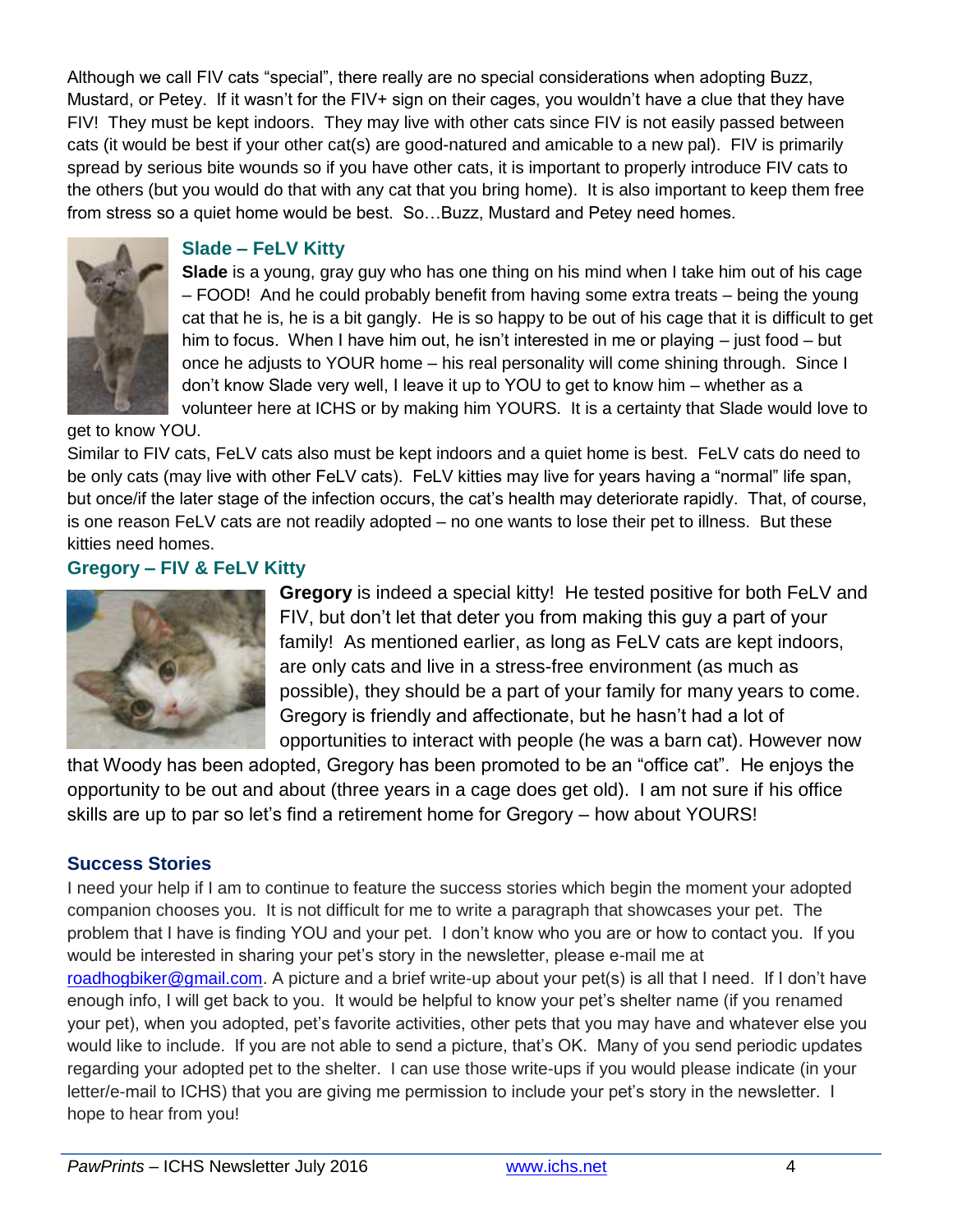Although we call FIV cats "special", there really are no special considerations when adopting Buzz, Mustard, or Petey. If it wasn't for the FIV+ sign on their cages, you wouldn't have a clue that they have FIV! They must be kept indoors. They may live with other cats since FIV is not easily passed between cats (it would be best if your other cat(s) are good-natured and amicable to a new pal). FIV is primarily spread by serious bite wounds so if you have other cats, it is important to properly introduce FIV cats to the others (but you would do that with any cat that you bring home). It is also important to keep them free from stress so a quiet home would be best. So…Buzz, Mustard and Petey need homes.

### Slade – FeLV Kitty

**Slade** is a young, gray guy who has one thing on his mind when I take him out of his cage – FOOD! And he could probably benefit from having some extra treats – being the young cat that he is, he is a bit gangly. He is so happy to be out of his cage that it is difficult to get him to focus. When I have him out, he isn't interested in me or playing – just food – but once he adjusts to YOUR home – his real personality will come shining through. Since I don't know Slade very well, I leave it up to YOU to get to know him – whether as a volunteer here at ICHS or by making him YOURS. It is a certainty that Slade would love to get to know YOU.

Similar to FIV cats, FeLV cats also must be kept indoors and a quiet home is best. FeLV cats do need to be only cats (may live with other FeLV cats). FeLV kitties may live for years having a "normal" life span, but once/if the later stage of the infection occurs, the cat's health may deteriorate rapidly. That, of course, is one reason FeLV cats are not readily adopted – no one wants to lose their pet to illness. But these kitties need homes.

### Gregory – FIV & FeLV Kitty

**Gregory** is indeed a special kitty! He tested positive for both FeLV and FIV, but don't let that deter you from making this guy a part of your family! As mentioned earlier, as long as FeLV cats are kept indoors, are only cats and live in a stress-free environment (as much as possible), they should be a part of your family for many years to come. Gregory is friendly and affectionate, but he hasn't had a lot of opportunities to interact with people (he was a barn cat). However now that Woody has been adopted, Gregory has been promoted to be an "office cat". He enjoys the opportunity to be out and about (three years in a cage does get old). I am not sure if his office skills are up to par so let's find a retirement home for Gregory – how about YOURS!

## Success Stories

I need your help if I am to continue to feature the success stories which begin the moment your adopted companion chooses you. It is not difficult for me to write a paragraph that showcases your pet. The problem that I have is finding YOU and your pet. I don't know who you are or how to contact you. If you would be interested in sharing your pet's story in the newsletter, please e-mail me at roadhogbiker@gmail.com. A picture and a brief write-up about your pet(s) is all that I need. If I don't have enough info, I will get back to you. It would be helpful to know your pet's shelter name (if you renamed your pet), when you adopted, pet's favorite activities, other pets that you may have and whatever else you would like to include. If you are not able to send a picture, that's OK. Many of you send periodic updates regarding your adopted pet to the shelter. I can use those write-ups if you would please indicate (in your letter/e-mail to ICHS) that you are giving me permission to include your pet's story in the newsletter. I hope to hear from you!